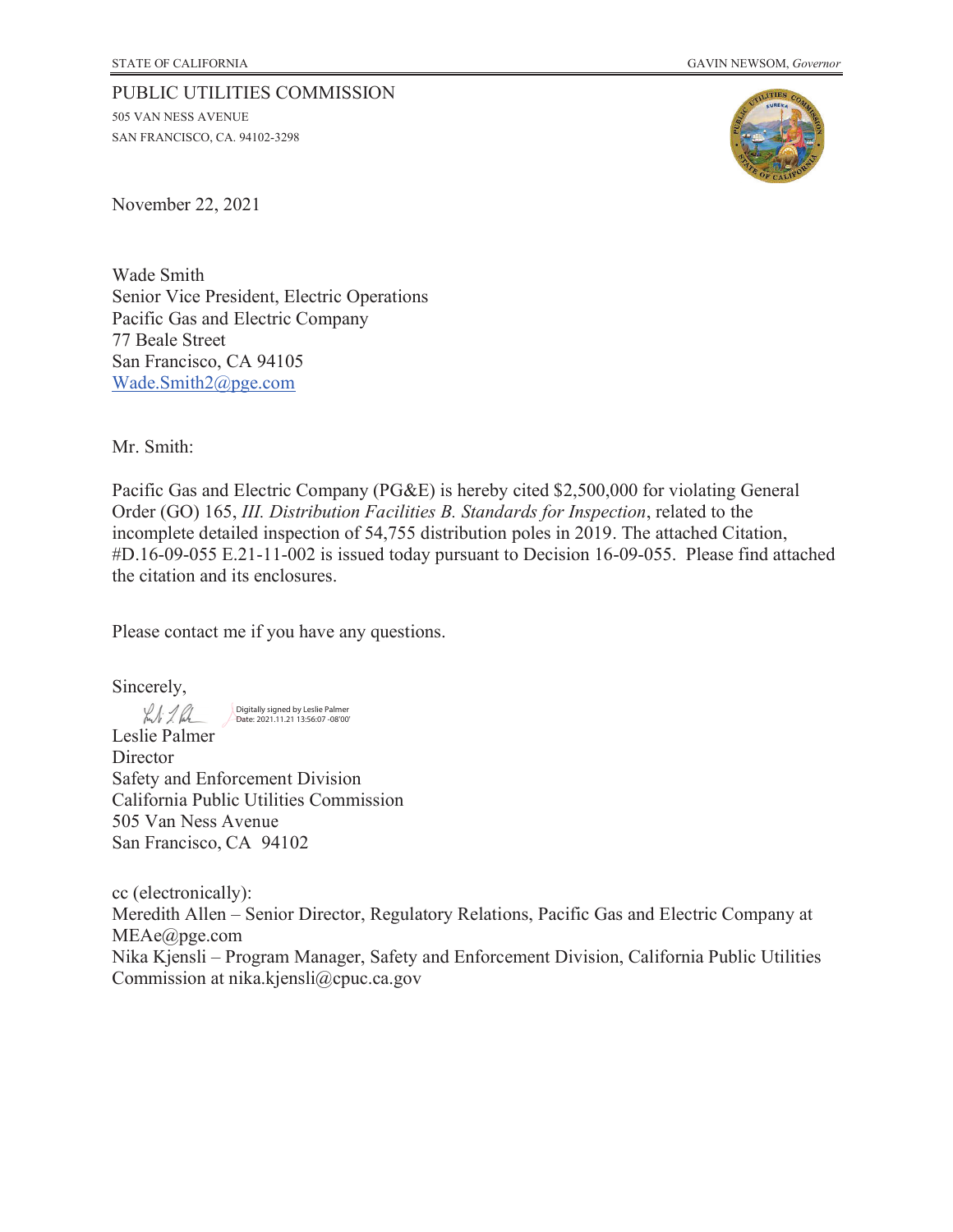STATE OF CALIFORNIA GAVIN NEWSOM, *Governor*

PUBLIC UTILITIES COMMISSION
505 VAN NESS AVENUE
SAN FRANCISCO, CA. 94102-3298

November 22, 2021

Wade Smith
Senior Vice President, Electric Operations
Pacific Gas and Electric Company
77 Beale Street
San Francisco, CA 94105
Wade.Smith2@pge.com

Mr. Smith:

Pacific Gas and Electric Company (PG&E) is hereby cited $2,500,000 for violating General Order (GO) 165, *III. Distribution Facilities B. Standards for Inspection*, related to the incomplete detailed inspection of 54,755 distribution poles in 2019. The attached Citation, #D.16-09-055 E.21-11-002 is issued today pursuant to Decision 16-09-055. Please find attached the citation and its enclosures.

Please contact me if you have any questions.

Sincerely,

Digitally signed by Leslie Palmer
Date: 2021.11.21 13:56:07 -08'00'

Leslie Palmer
Director
Safety and Enforcement Division
California Public Utilities Commission
505 Van Ness Avenue
San Francisco, CA 94102

cc (electronically):
Meredith Allen – Senior Director, Regulatory Relations, Pacific Gas and Electric Company at MEAe@pge.com
Nika Kjensli – Program Manager, Safety and Enforcement Division, California Public Utilities Commission at nika.kjensli@cpuc.ca.gov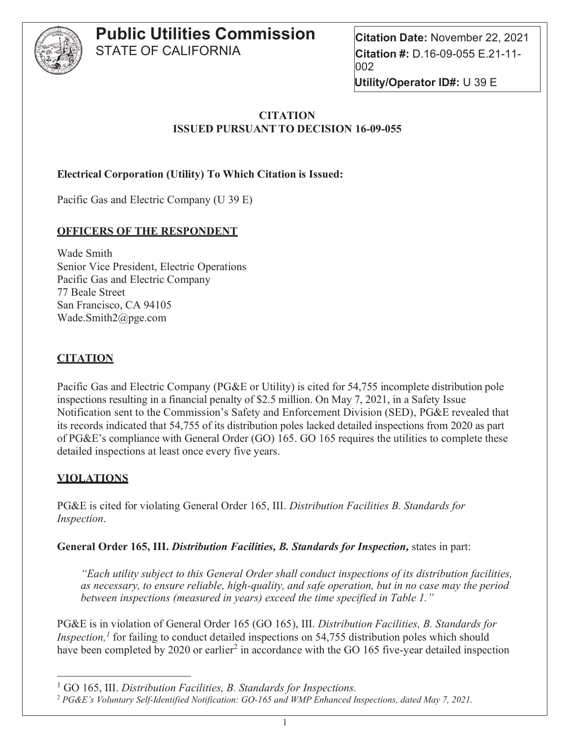# Public Utilities Commission

STATE OF CALIFORNIA

**Citation Date:** November 22, 2021
**Citation #:** D.16-09-055 E.21-11-002
**Utility/Operator ID#:** U 39 E

**CITATION**
**ISSUED PURSUANT TO DECISION 16-09-055**

**Electrical Corporation (Utility) To Which Citation is Issued:**

Pacific Gas and Electric Company (U 39 E)

## OFFICERS OF THE RESPONDENT

Wade Smith
Senior Vice President, Electric Operations
Pacific Gas and Electric Company
77 Beale Street
San Francisco, CA 94105
Wade.Smith2@pge.com

## CITATION

Pacific Gas and Electric Company (PG&E or Utility) is cited for 54,755 incomplete distribution pole inspections resulting in a financial penalty of $2.5 million. On May 7, 2021, in a Safety Issue Notification sent to the Commission's Safety and Enforcement Division (SED), PG&E revealed that its records indicated that 54,755 of its distribution poles lacked detailed inspections from 2020 as part of PG&E's compliance with General Order (GO) 165. GO 165 requires the utilities to complete these detailed inspections at least once every five years.

## VIOLATIONS

PG&E is cited for violating General Order 165, III. *Distribution Facilities B. Standards for Inspection*.

**General Order 165, III. *Distribution Facilities, B. Standards for Inspection,*** states in part:

> *"Each utility subject to this General Order shall conduct inspections of its distribution facilities, as necessary, to ensure reliable, high-quality, and safe operation, but in no case may the period between inspections (measured in years) exceed the time specified in Table 1."*

PG&E is in violation of General Order 165 (GO 165), III. *Distribution Facilities, B. Standards for Inspection,*[1] for failing to conduct detailed inspections on 54,755 distribution poles which should have been completed by 2020 or earlier[2] in accordance with the GO 165 five-year detailed inspection

---

[1] GO 165, III. *Distribution Facilities, B. Standards for Inspections*.

[2] *PG&E's Voluntary Self-Identified Notification: GO-165 and WMP Enhanced Inspections, dated May 7, 2021.*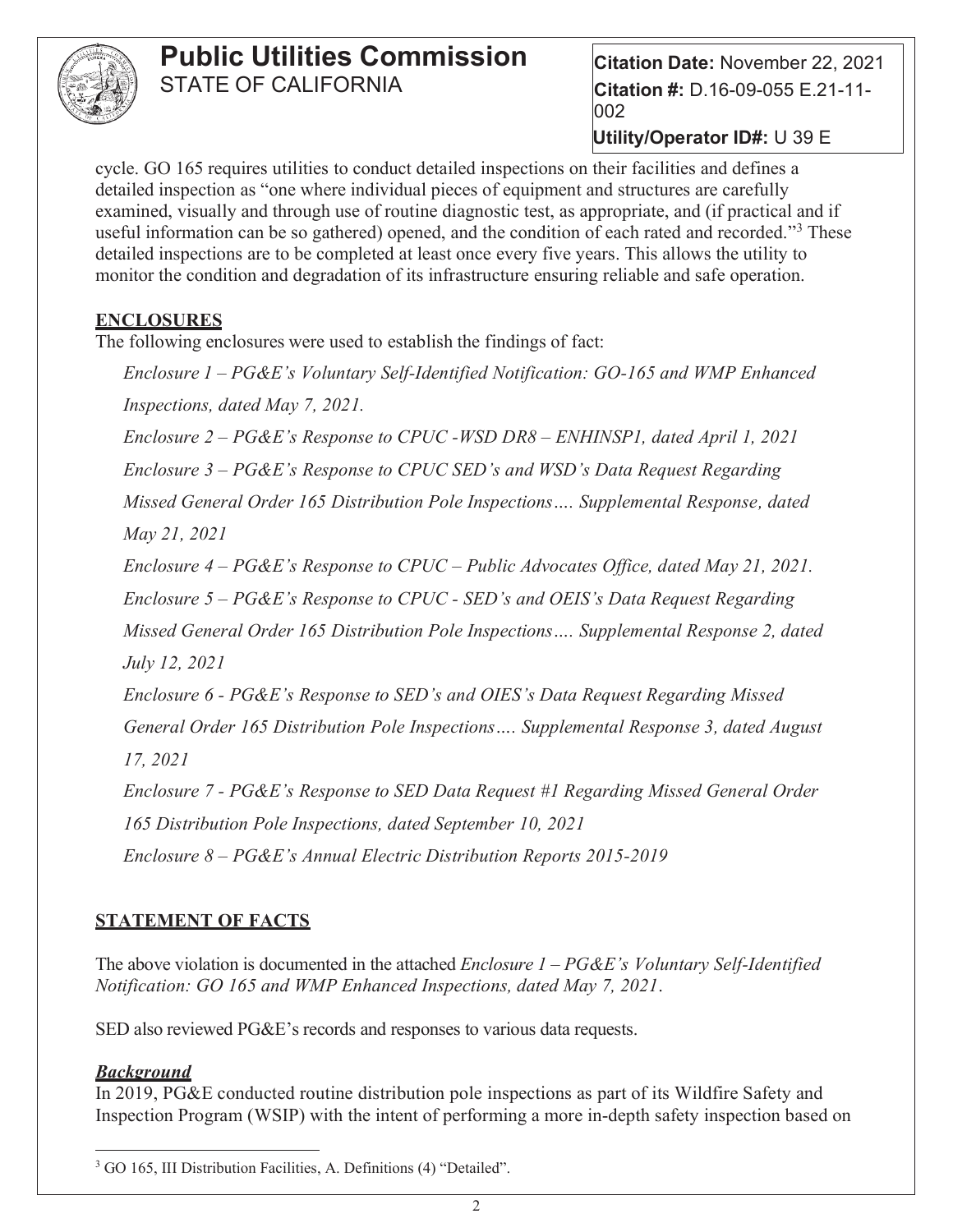cycle. GO 165 requires utilities to conduct detailed inspections on their facilities and defines a detailed inspection as "one where individual pieces of equipment and structures are carefully examined, visually and through use of routine diagnostic test, as appropriate, and (if practical and if useful information can be so gathered) opened, and the condition of each rated and recorded."[3] These detailed inspections are to be completed at least once every five years. This allows the utility to monitor the condition and degradation of its infrastructure ensuring reliable and safe operation.

## ENCLOSURES

The following enclosures were used to establish the findings of fact:

*Enclosure 1 – PG&E's Voluntary Self-Identified Notification: GO-165 and WMP Enhanced Inspections, dated May 7, 2021.*

*Enclosure 2 – PG&E's Response to CPUC -WSD DR8 – ENHINSP1, dated April 1, 2021*

*Enclosure 3 – PG&E's Response to CPUC SED's and WSD's Data Request Regarding Missed General Order 165 Distribution Pole Inspections…. Supplemental Response, dated May 21, 2021*

*Enclosure 4 – PG&E's Response to CPUC – Public Advocates Office, dated May 21, 2021.*

*Enclosure 5 – PG&E's Response to CPUC - SED's and OEIS's Data Request Regarding Missed General Order 165 Distribution Pole Inspections…. Supplemental Response 2, dated July 12, 2021*

*Enclosure 6 - PG&E's Response to SED's and OIES's Data Request Regarding Missed General Order 165 Distribution Pole Inspections…. Supplemental Response 3, dated August 17, 2021*

*Enclosure 7 - PG&E's Response to SED Data Request #1 Regarding Missed General Order 165 Distribution Pole Inspections, dated September 10, 2021*

*Enclosure 8 – PG&E's Annual Electric Distribution Reports 2015-2019*

## STATEMENT OF FACTS

The above violation is documented in the attached *Enclosure 1 – PG&E's Voluntary Self-Identified Notification: GO 165 and WMP Enhanced Inspections, dated May 7, 2021*.

SED also reviewed PG&E's records and responses to various data requests.

### *Background*

In 2019, PG&E conducted routine distribution pole inspections as part of its Wildfire Safety and Inspection Program (WSIP) with the intent of performing a more in-depth safety inspection based on

[3] GO 165, III Distribution Facilities, A. Definitions (4) "Detailed".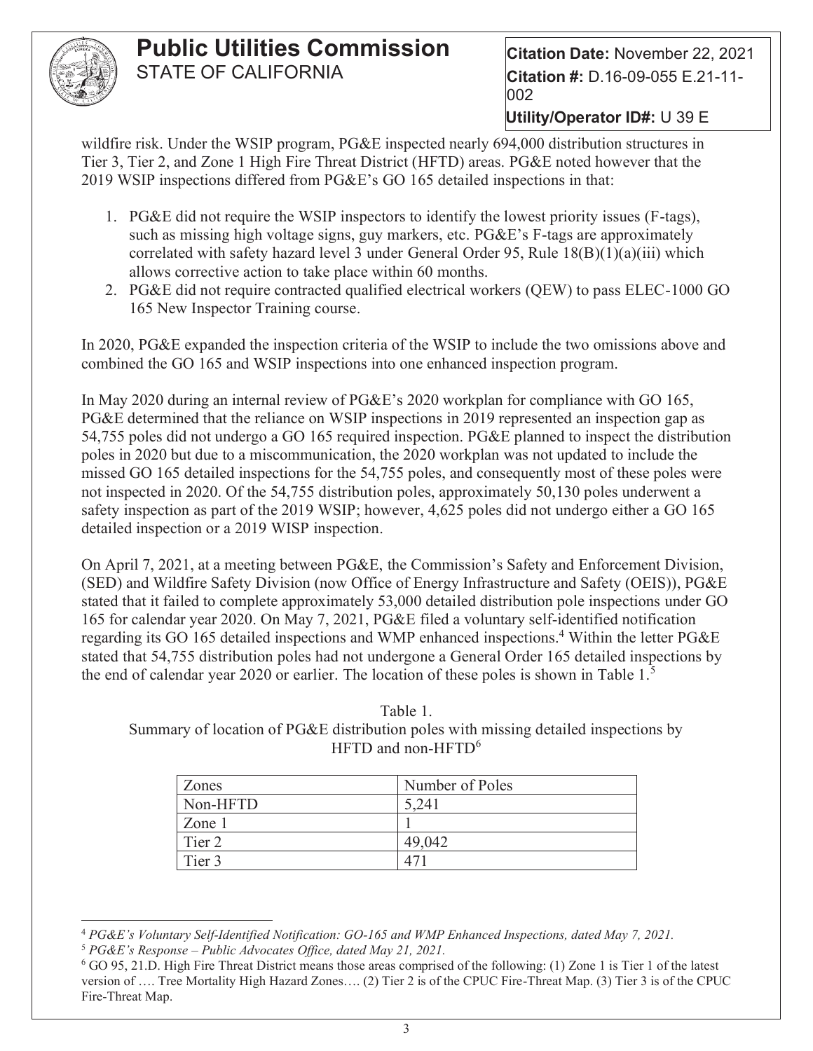wildfire risk. Under the WSIP program, PG&E inspected nearly 694,000 distribution structures in Tier 3, Tier 2, and Zone 1 High Fire Threat District (HFTD) areas. PG&E noted however that the 2019 WSIP inspections differed from PG&E's GO 165 detailed inspections in that:

1. PG&E did not require the WSIP inspectors to identify the lowest priority issues (F-tags), such as missing high voltage signs, guy markers, etc. PG&E's F-tags are approximately correlated with safety hazard level 3 under General Order 95, Rule 18(B)(1)(a)(iii) which allows corrective action to take place within 60 months.
2. PG&E did not require contracted qualified electrical workers (QEW) to pass ELEC-1000 GO 165 New Inspector Training course.

In 2020, PG&E expanded the inspection criteria of the WSIP to include the two omissions above and combined the GO 165 and WSIP inspections into one enhanced inspection program.

In May 2020 during an internal review of PG&E's 2020 workplan for compliance with GO 165, PG&E determined that the reliance on WSIP inspections in 2019 represented an inspection gap as 54,755 poles did not undergo a GO 165 required inspection. PG&E planned to inspect the distribution poles in 2020 but due to a miscommunication, the 2020 workplan was not updated to include the missed GO 165 detailed inspections for the 54,755 poles, and consequently most of these poles were not inspected in 2020. Of the 54,755 distribution poles, approximately 50,130 poles underwent a safety inspection as part of the 2019 WSIP; however, 4,625 poles did not undergo either a GO 165 detailed inspection or a 2019 WISP inspection.

On April 7, 2021, at a meeting between PG&E, the Commission's Safety and Enforcement Division, (SED) and Wildfire Safety Division (now Office of Energy Infrastructure and Safety (OEIS)), PG&E stated that it failed to complete approximately 53,000 detailed distribution pole inspections under GO 165 for calendar year 2020. On May 7, 2021, PG&E filed a voluntary self-identified notification regarding its GO 165 detailed inspections and WMP enhanced inspections.[4] Within the letter PG&E stated that 54,755 distribution poles had not undergone a General Order 165 detailed inspections by the end of calendar year 2020 or earlier. The location of these poles is shown in Table 1.[5]

Table 1.
Summary of location of PG&E distribution poles with missing detailed inspections by HFTD and non-HFTD[6]

| Zones | Number of Poles |
|---|---|
| Non-HFTD | 5,241 |
| Zone 1 | 1 |
| Tier 2 | 49,042 |
| Tier 3 | 471 |

[4] *PG&E's Voluntary Self-Identified Notification: GO-165 and WMP Enhanced Inspections, dated May 7, 2021.*

[5] *PG&E's Response – Public Advocates Office, dated May 21, 2021.*

[6] GO 95, 21.D. High Fire Threat District means those areas comprised of the following: (1) Zone 1 is Tier 1 of the latest version of …. Tree Mortality High Hazard Zones…. (2) Tier 2 is of the CPUC Fire-Threat Map. (3) Tier 3 is of the CPUC Fire-Threat Map.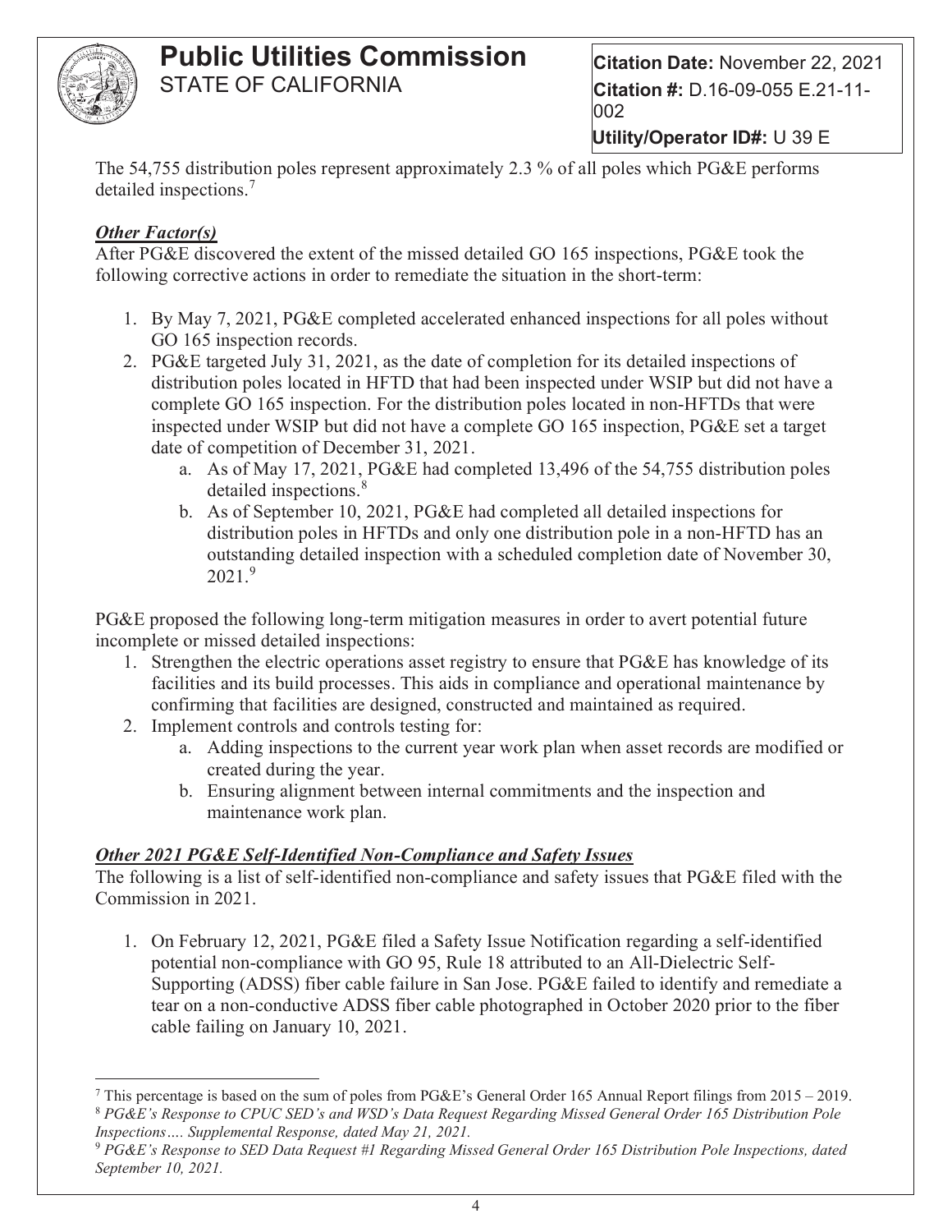The 54,755 distribution poles represent approximately 2.3 % of all poles which PG&E performs detailed inspections.[7]

***Other Factor(s)***

After PG&E discovered the extent of the missed detailed GO 165 inspections, PG&E took the following corrective actions in order to remediate the situation in the short-term:

1. By May 7, 2021, PG&E completed accelerated enhanced inspections for all poles without GO 165 inspection records.
2. PG&E targeted July 31, 2021, as the date of completion for its detailed inspections of distribution poles located in HFTD that had been inspected under WSIP but did not have a complete GO 165 inspection. For the distribution poles located in non-HFTDs that were inspected under WSIP but did not have a complete GO 165 inspection, PG&E set a target date of competition of December 31, 2021.
   a. As of May 17, 2021, PG&E had completed 13,496 of the 54,755 distribution poles detailed inspections.[8]
   b. As of September 10, 2021, PG&E had completed all detailed inspections for distribution poles in HFTDs and only one distribution pole in a non-HFTD has an outstanding detailed inspection with a scheduled completion date of November 30, 2021.[9]

PG&E proposed the following long-term mitigation measures in order to avert potential future incomplete or missed detailed inspections:

1. Strengthen the electric operations asset registry to ensure that PG&E has knowledge of its facilities and its build processes. This aids in compliance and operational maintenance by confirming that facilities are designed, constructed and maintained as required.
2. Implement controls and controls testing for:
   a. Adding inspections to the current year work plan when asset records are modified or created during the year.
   b. Ensuring alignment between internal commitments and the inspection and maintenance work plan.

***Other 2021 PG&E Self-Identified Non-Compliance and Safety Issues***

The following is a list of self-identified non-compliance and safety issues that PG&E filed with the Commission in 2021.

1. On February 12, 2021, PG&E filed a Safety Issue Notification regarding a self-identified potential non-compliance with GO 95, Rule 18 attributed to an All-Dielectric Self-Supporting (ADSS) fiber cable failure in San Jose. PG&E failed to identify and remediate a tear on a non-conductive ADSS fiber cable photographed in October 2020 prior to the fiber cable failing on January 10, 2021.

---

[7] This percentage is based on the sum of poles from PG&E's General Order 165 Annual Report filings from 2015 – 2019.

[8] *PG&E's Response to CPUC SED's and WSD's Data Request Regarding Missed General Order 165 Distribution Pole Inspections…. Supplemental Response, dated May 21, 2021.*

[9] *PG&E's Response to SED Data Request #1 Regarding Missed General Order 165 Distribution Pole Inspections, dated September 10, 2021.*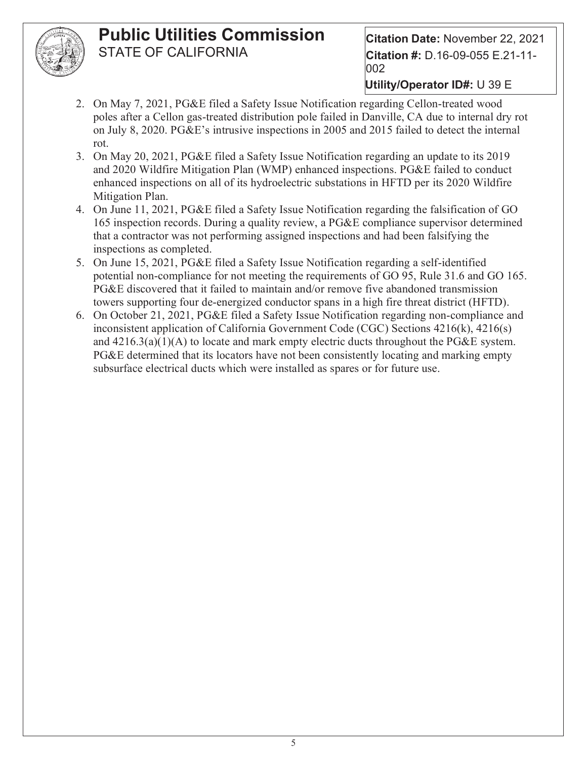2. On May 7, 2021, PG&E filed a Safety Issue Notification regarding Cellon-treated wood poles after a Cellon gas-treated distribution pole failed in Danville, CA due to internal dry rot on July 8, 2020. PG&E's intrusive inspections in 2005 and 2015 failed to detect the internal rot.
3. On May 20, 2021, PG&E filed a Safety Issue Notification regarding an update to its 2019 and 2020 Wildfire Mitigation Plan (WMP) enhanced inspections. PG&E failed to conduct enhanced inspections on all of its hydroelectric substations in HFTD per its 2020 Wildfire Mitigation Plan.
4. On June 11, 2021, PG&E filed a Safety Issue Notification regarding the falsification of GO 165 inspection records. During a quality review, a PG&E compliance supervisor determined that a contractor was not performing assigned inspections and had been falsifying the inspections as completed.
5. On June 15, 2021, PG&E filed a Safety Issue Notification regarding a self-identified potential non-compliance for not meeting the requirements of GO 95, Rule 31.6 and GO 165. PG&E discovered that it failed to maintain and/or remove five abandoned transmission towers supporting four de-energized conductor spans in a high fire threat district (HFTD).
6. On October 21, 2021, PG&E filed a Safety Issue Notification regarding non-compliance and inconsistent application of California Government Code (CGC) Sections 4216(k), 4216(s) and 4216.3(a)(1)(A) to locate and mark empty electric ducts throughout the PG&E system. PG&E determined that its locators have not been consistently locating and marking empty subsurface electrical ducts which were installed as spares or for future use.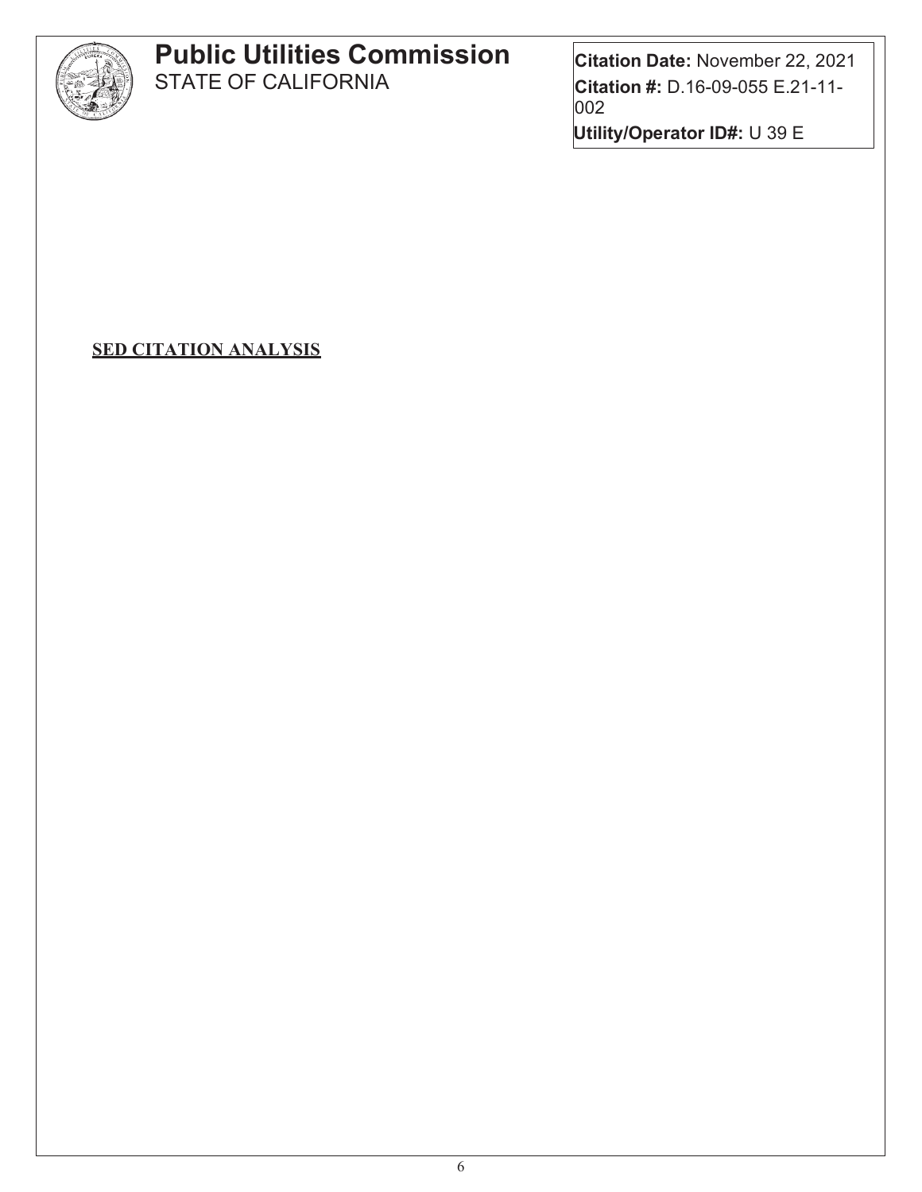# Public Utilities Commission
STATE OF CALIFORNIA

**Citation Date:** November 22, 2021
**Citation #:** D.16-09-055 E.21-11-002
**Utility/Operator ID#:** U 39 E

**SED CITATION ANALYSIS**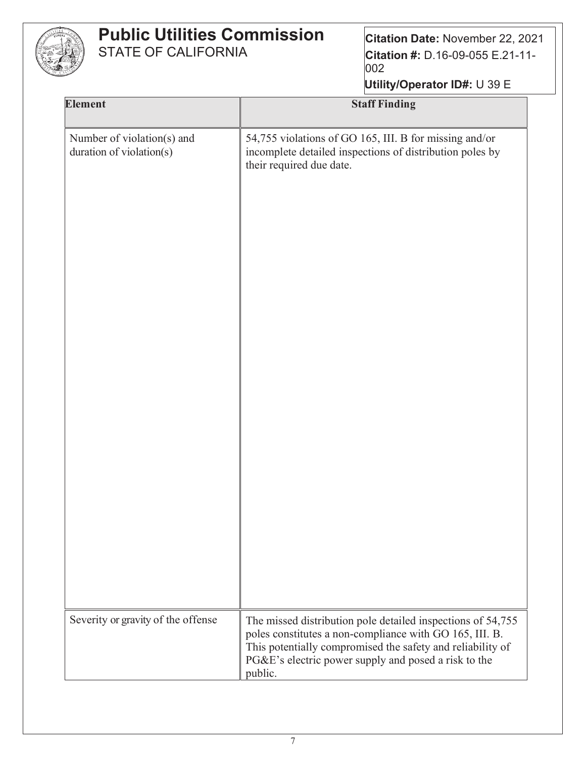**Public Utilities Commission**
STATE OF CALIFORNIA

**Citation Date:** November 22, 2021
**Citation #:** D.16-09-055 E.21-11-002
**Utility/Operator ID#:** U 39 E

| Element | Staff Finding |
|---|---|
| Number of violation(s) and duration of violation(s) | 54,755 violations of GO 165, III. B for missing and/or incomplete detailed inspections of distribution poles by their required due date. |
| Severity or gravity of the offense | The missed distribution pole detailed inspections of 54,755 poles constitutes a non-compliance with GO 165, III. B. This potentially compromised the safety and reliability of PG&E's electric power supply and posed a risk to the public. |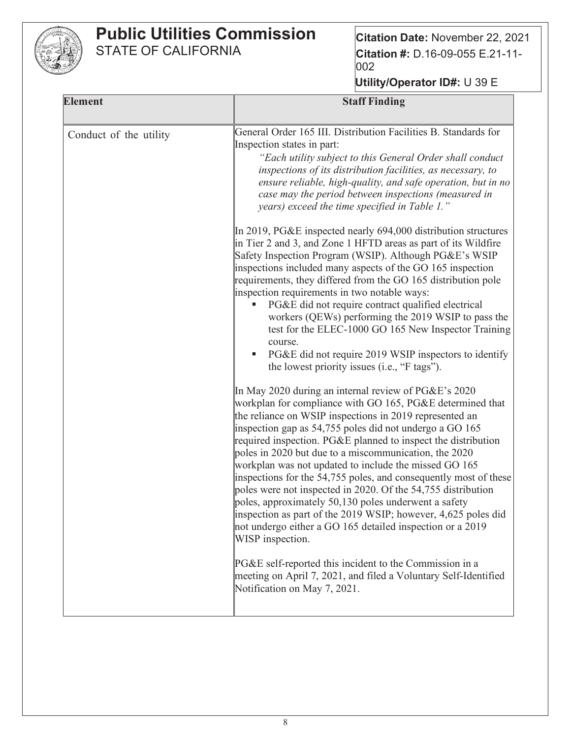# Public Utilities Commission
STATE OF CALIFORNIA

**Citation Date:** November 22, 2021
**Citation #:** D.16-09-055 E.21-11-002
**Utility/Operator ID#:** U 39 E

| Element | Staff Finding |
|---|---|
| Conduct of the utility | General Order 165 III. Distribution Facilities B. Standards for Inspection states in part:<br>*"Each utility subject to this General Order shall conduct inspections of its distribution facilities, as necessary, to ensure reliable, high-quality, and safe operation, but in no case may the period between inspections (measured in years) exceed the time specified in Table 1."*<br><br>In 2019, PG&E inspected nearly 694,000 distribution structures in Tier 2 and 3, and Zone 1 HFTD areas as part of its Wildfire Safety Inspection Program (WSIP). Although PG&E's WSIP inspections included many aspects of the GO 165 inspection requirements, they differed from the GO 165 distribution pole inspection requirements in two notable ways:<br>▪ PG&E did not require contract qualified electrical workers (QEWs) performing the 2019 WSIP to pass the test for the ELEC-1000 GO 165 New Inspector Training course.<br>▪ PG&E did not require 2019 WSIP inspectors to identify the lowest priority issues (i.e., "F tags").<br><br>In May 2020 during an internal review of PG&E's 2020 workplan for compliance with GO 165, PG&E determined that the reliance on WSIP inspections in 2019 represented an inspection gap as 54,755 poles did not undergo a GO 165 required inspection. PG&E planned to inspect the distribution poles in 2020 but due to a miscommunication, the 2020 workplan was not updated to include the missed GO 165 inspections for the 54,755 poles, and consequently most of these poles were not inspected in 2020. Of the 54,755 distribution poles, approximately 50,130 poles underwent a safety inspection as part of the 2019 WSIP; however, 4,625 poles did not undergo either a GO 165 detailed inspection or a 2019 WISP inspection.<br><br>PG&E self-reported this incident to the Commission in a meeting on April 7, 2021, and filed a Voluntary Self-Identified Notification on May 7, 2021. |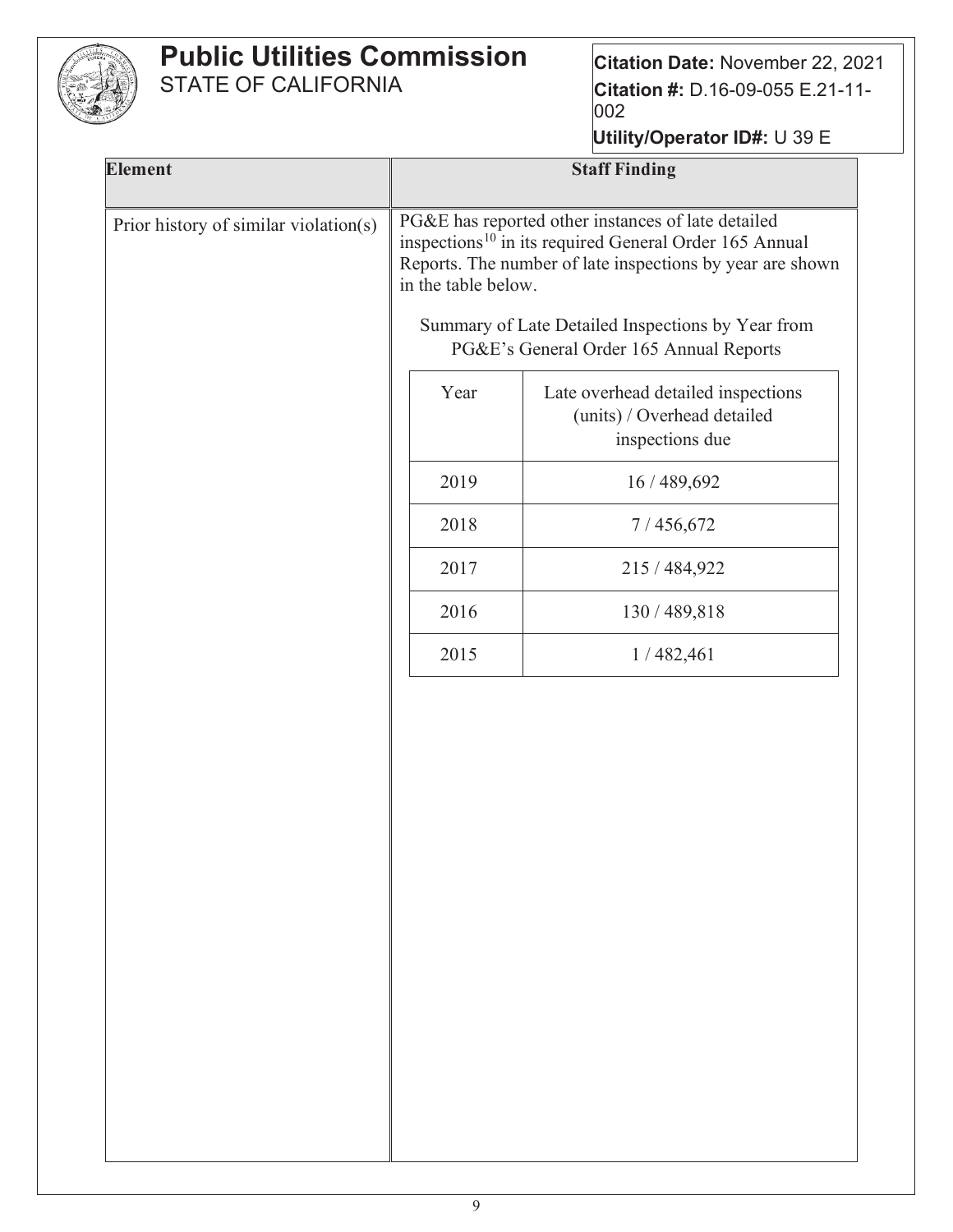**Public Utilities Commission**
STATE OF CALIFORNIA

**Citation Date:** November 22, 2021
**Citation #:** D.16-09-055 E.21-11-002
**Utility/Operator ID#:** U 39 E

| Element | Staff Finding |
|---|---|
| Prior history of similar violation(s) | PG&E has reported other instances of late detailed inspections[10] in its required General Order 165 Annual Reports. The number of late inspections by year are shown in the table below. |

Summary of Late Detailed Inspections by Year from PG&E's General Order 165 Annual Reports

| Year | Late overhead detailed inspections (units) / Overhead detailed inspections due |
|---|---|
| 2019 | 16 / 489,692 |
| 2018 | 7 / 456,672 |
| 2017 | 215 / 484,922 |
| 2016 | 130 / 489,818 |
| 2015 | 1 / 482,461 |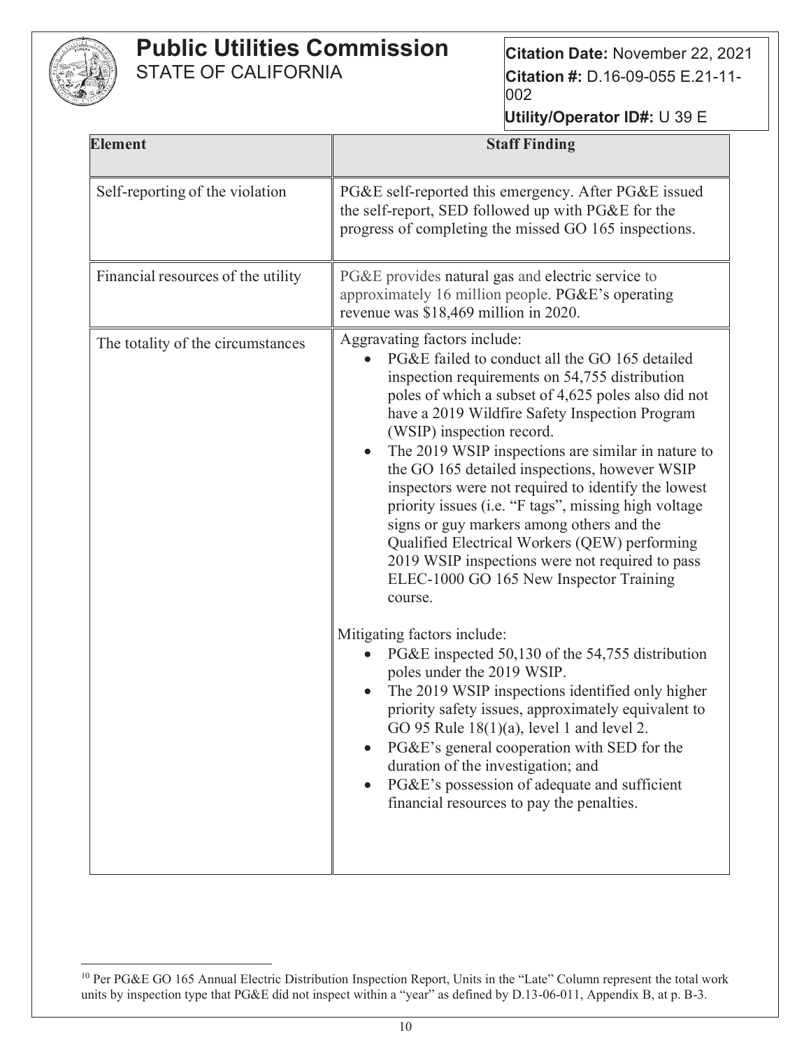| Element | Staff Finding |
| --- | --- |
| Self-reporting of the violation | PG&E self-reported this emergency. After PG&E issued the self-report, SED followed up with PG&E for the progress of completing the missed GO 165 inspections. |
| Financial resources of the utility | PG&E provides natural gas and electric service to approximately 16 million people. PG&E's operating revenue was $18,469 million in 2020. |
| The totality of the circumstances | Aggravating factors include:<br>• PG&E failed to conduct all the GO 165 detailed inspection requirements on 54,755 distribution poles of which a subset of 4,625 poles also did not have a 2019 Wildfire Safety Inspection Program (WSIP) inspection record.<br>• The 2019 WSIP inspections are similar in nature to the GO 165 detailed inspections, however WSIP inspectors were not required to identify the lowest priority issues (i.e. "F tags", missing high voltage signs or guy markers among others and the Qualified Electrical Workers (QEW) performing 2019 WSIP inspections were not required to pass ELEC-1000 GO 165 New Inspector Training course.<br><br>Mitigating factors include:<br>• PG&E inspected 50,130 of the 54,755 distribution poles under the 2019 WSIP.<br>• The 2019 WSIP inspections identified only higher priority safety issues, approximately equivalent to GO 95 Rule 18(1)(a), level 1 and level 2.<br>• PG&E's general cooperation with SED for the duration of the investigation; and<br>• PG&E's possession of adequate and sufficient financial resources to pay the penalties. |

[10] Per PG&E GO 165 Annual Electric Distribution Inspection Report, Units in the "Late" Column represent the total work units by inspection type that PG&E did not inspect within a "year" as defined by D.13-06-011, Appendix B, at p. B-3.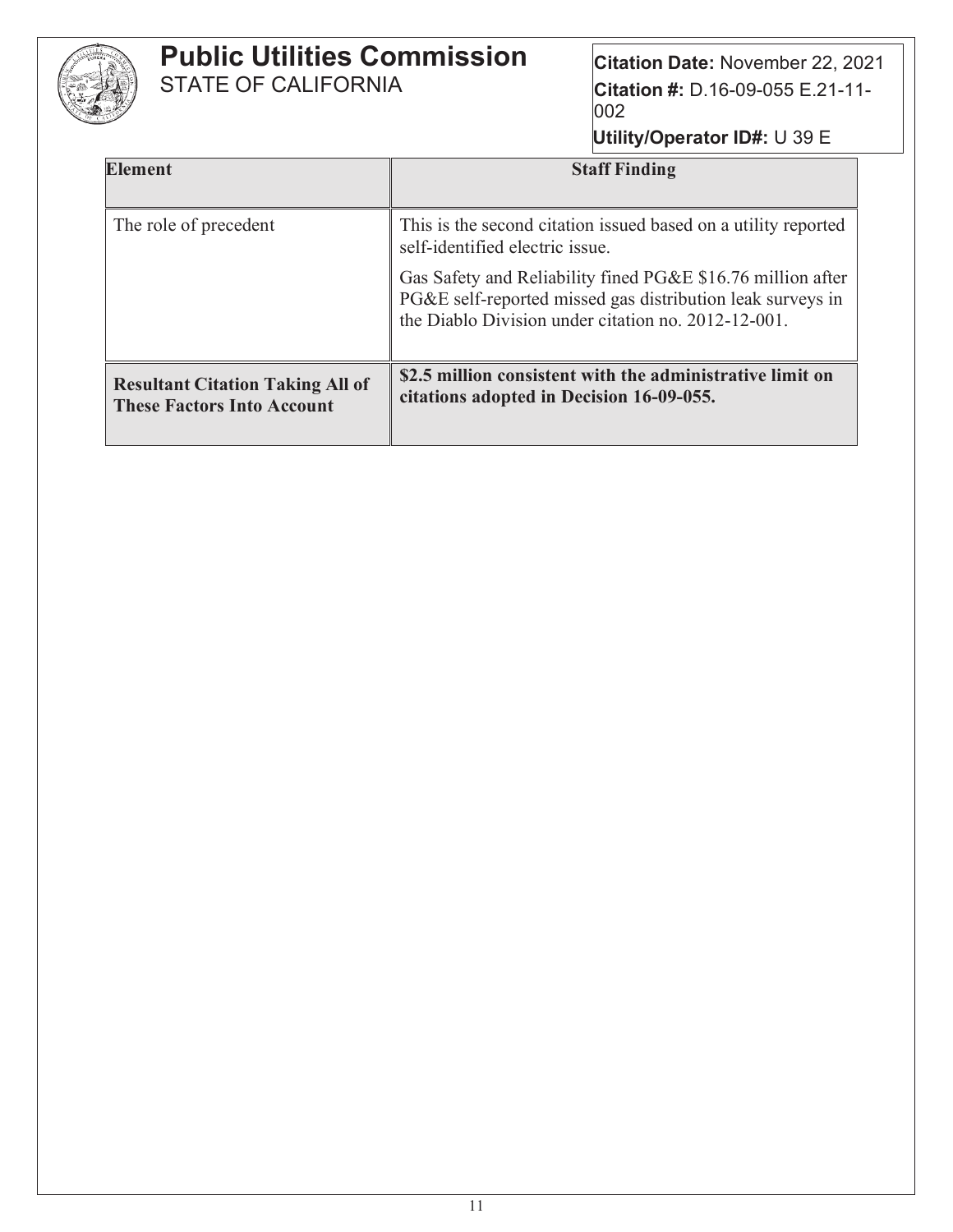| Element | Staff Finding |
| --- | --- |
| The role of precedent | This is the second citation issued based on a utility reported self-identified electric issue.<br><br>Gas Safety and Reliability fined PG&E $16.76 million after PG&E self-reported missed gas distribution leak surveys in the Diablo Division under citation no. 2012-12-001. |
| **Resultant Citation Taking All of These Factors Into Account** | **$2.5 million consistent with the administrative limit on citations adopted in Decision 16-09-055.** |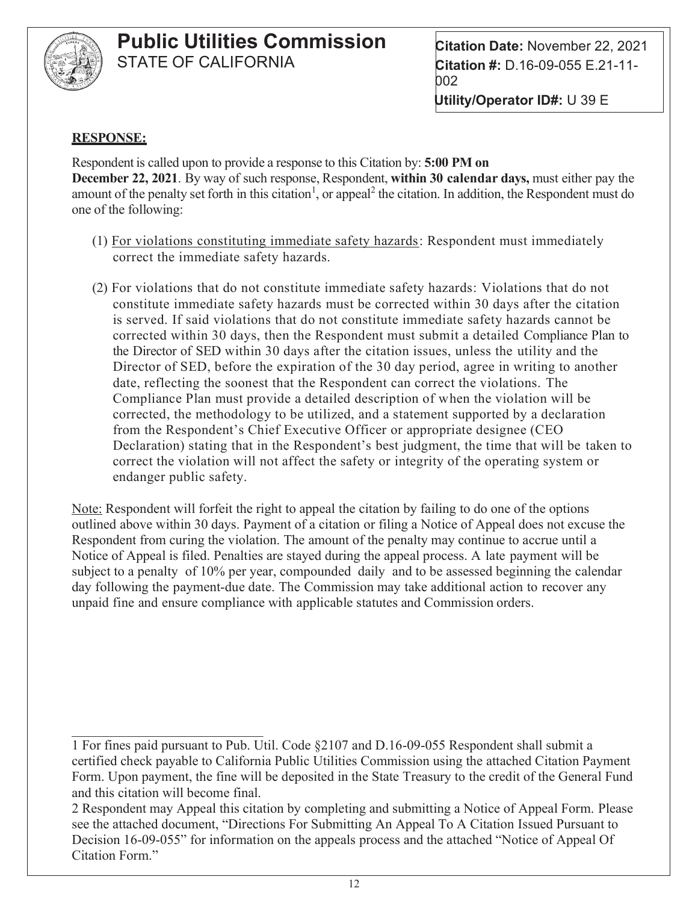# Public Utilities Commission
STATE OF CALIFORNIA

**Citation Date:** November 22, 2021
**Citation #:** D.16-09-055 E.21-11-002
**Utility/Operator ID#:** U 39 E

**RESPONSE:**

Respondent is called upon to provide a response to this Citation by: **5:00 PM on December 22, 2021**. By way of such response, Respondent, **within 30 calendar days,** must either pay the amount of the penalty set forth in this citation[1], or appeal[2] the citation. In addition, the Respondent must do one of the following:

(1) For violations constituting immediate safety hazards: Respondent must immediately correct the immediate safety hazards.

(2) For violations that do not constitute immediate safety hazards: Violations that do not constitute immediate safety hazards must be corrected within 30 days after the citation is served. If said violations that do not constitute immediate safety hazards cannot be corrected within 30 days, then the Respondent must submit a detailed Compliance Plan to the Director of SED within 30 days after the citation issues, unless the utility and the Director of SED, before the expiration of the 30 day period, agree in writing to another date, reflecting the soonest that the Respondent can correct the violations. The Compliance Plan must provide a detailed description of when the violation will be corrected, the methodology to be utilized, and a statement supported by a declaration from the Respondent's Chief Executive Officer or appropriate designee (CEO Declaration) stating that in the Respondent's best judgment, the time that will be taken to correct the violation will not affect the safety or integrity of the operating system or endanger public safety.

Note: Respondent will forfeit the right to appeal the citation by failing to do one of the options outlined above within 30 days. Payment of a citation or filing a Notice of Appeal does not excuse the Respondent from curing the violation. The amount of the penalty may continue to accrue until a Notice of Appeal is filed. Penalties are stayed during the appeal process. A late payment will be subject to a penalty of 10% per year, compounded daily and to be assessed beginning the calendar day following the payment-due date. The Commission may take additional action to recover any unpaid fine and ensure compliance with applicable statutes and Commission orders.

---

1 For fines paid pursuant to Pub. Util. Code §2107 and D.16-09-055 Respondent shall submit a certified check payable to California Public Utilities Commission using the attached Citation Payment Form. Upon payment, the fine will be deposited in the State Treasury to the credit of the General Fund and this citation will become final.

2 Respondent may Appeal this citation by completing and submitting a Notice of Appeal Form. Please see the attached document, "Directions For Submitting An Appeal To A Citation Issued Pursuant to Decision 16-09-055" for information on the appeals process and the attached "Notice of Appeal Of Citation Form."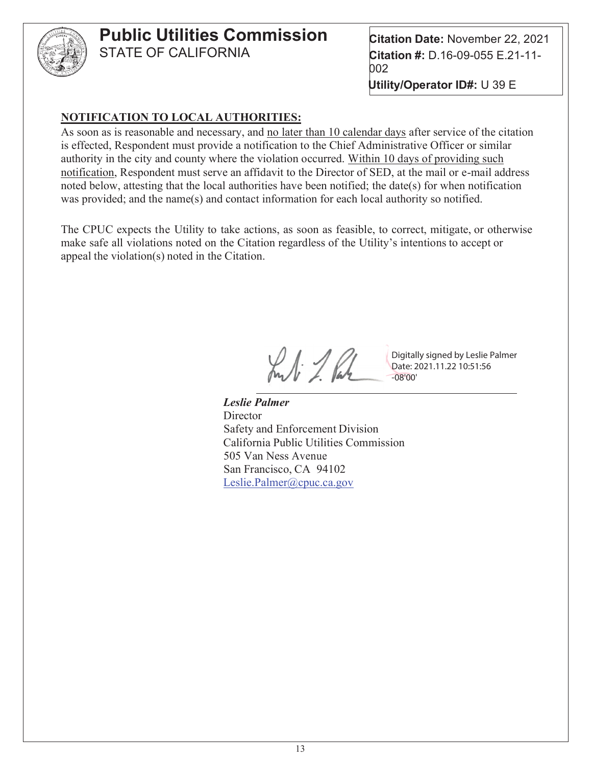**Public Utilities Commission**
STATE OF CALIFORNIA

**Citation Date:** November 22, 2021
**Citation #:** D.16-09-055 E.21-11-002
**Utility/Operator ID#:** U 39 E

**NOTIFICATION TO LOCAL AUTHORITIES:**

As soon as is reasonable and necessary, and no later than 10 calendar days after service of the citation is effected, Respondent must provide a notification to the Chief Administrative Officer or similar authority in the city and county where the violation occurred. Within 10 days of providing such notification, Respondent must serve an affidavit to the Director of SED, at the mail or e-mail address noted below, attesting that the local authorities have been notified; the date(s) for when notification was provided; and the name(s) and contact information for each local authority so notified.

The CPUC expects the Utility to take actions, as soon as feasible, to correct, mitigate, or otherwise make safe all violations noted on the Citation regardless of the Utility's intentions to accept or appeal the violation(s) noted in the Citation.

Digitally signed by Leslie Palmer
Date: 2021.11.22 10:51:56 -08'00'

***Leslie Palmer***
Director
Safety and Enforcement Division
California Public Utilities Commission
505 Van Ness Avenue
San Francisco, CA 94102
Leslie.Palmer@cpuc.ca.gov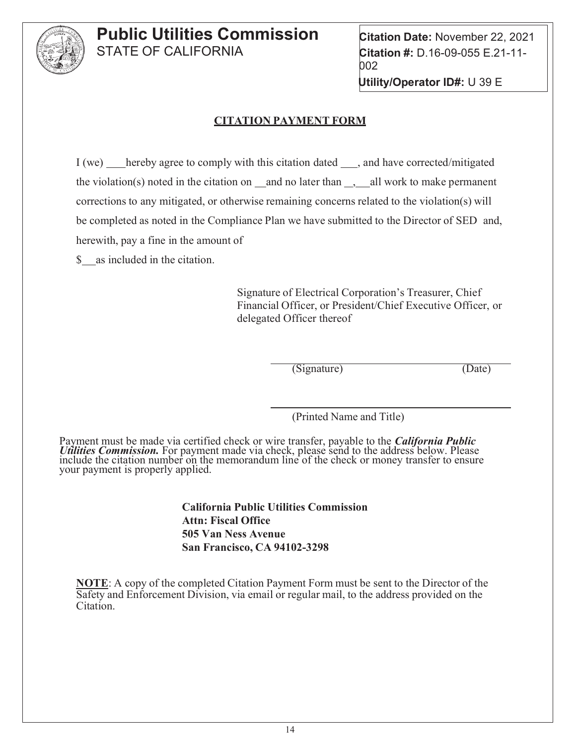# Public Utilities Commission
STATE OF CALIFORNIA

**Citation Date:** November 22, 2021
**Citation #:** D.16-09-055 E.21-11-002
**Utility/Operator ID#:** U 39 E

## CITATION PAYMENT FORM

I (we) ___hereby agree to comply with this citation dated ___, and have corrected/mitigated the violation(s) noted in the citation on __and no later than __,__all work to make permanent corrections to any mitigated, or otherwise remaining concerns related to the violation(s) will be completed as noted in the Compliance Plan we have submitted to the Director of SED and, herewith, pay a fine in the amount of

$__as included in the citation.

Signature of Electrical Corporation's Treasurer, Chief Financial Officer, or President/Chief Executive Officer, or delegated Officer thereof

_________________________________________
(Signature) (Date)

_________________________________________
(Printed Name and Title)

Payment must be made via certified check or wire transfer, payable to the ***California Public Utilities Commission.*** For payment made via check, please send to the address below. Please include the citation number on the memorandum line of the check or money transfer to ensure your payment is properly applied.

**California Public Utilities Commission**
**Attn: Fiscal Office**
**505 Van Ness Avenue**
**San Francisco, CA 94102-3298**

**NOTE**: A copy of the completed Citation Payment Form must be sent to the Director of the Safety and Enforcement Division, via email or regular mail, to the address provided on the Citation.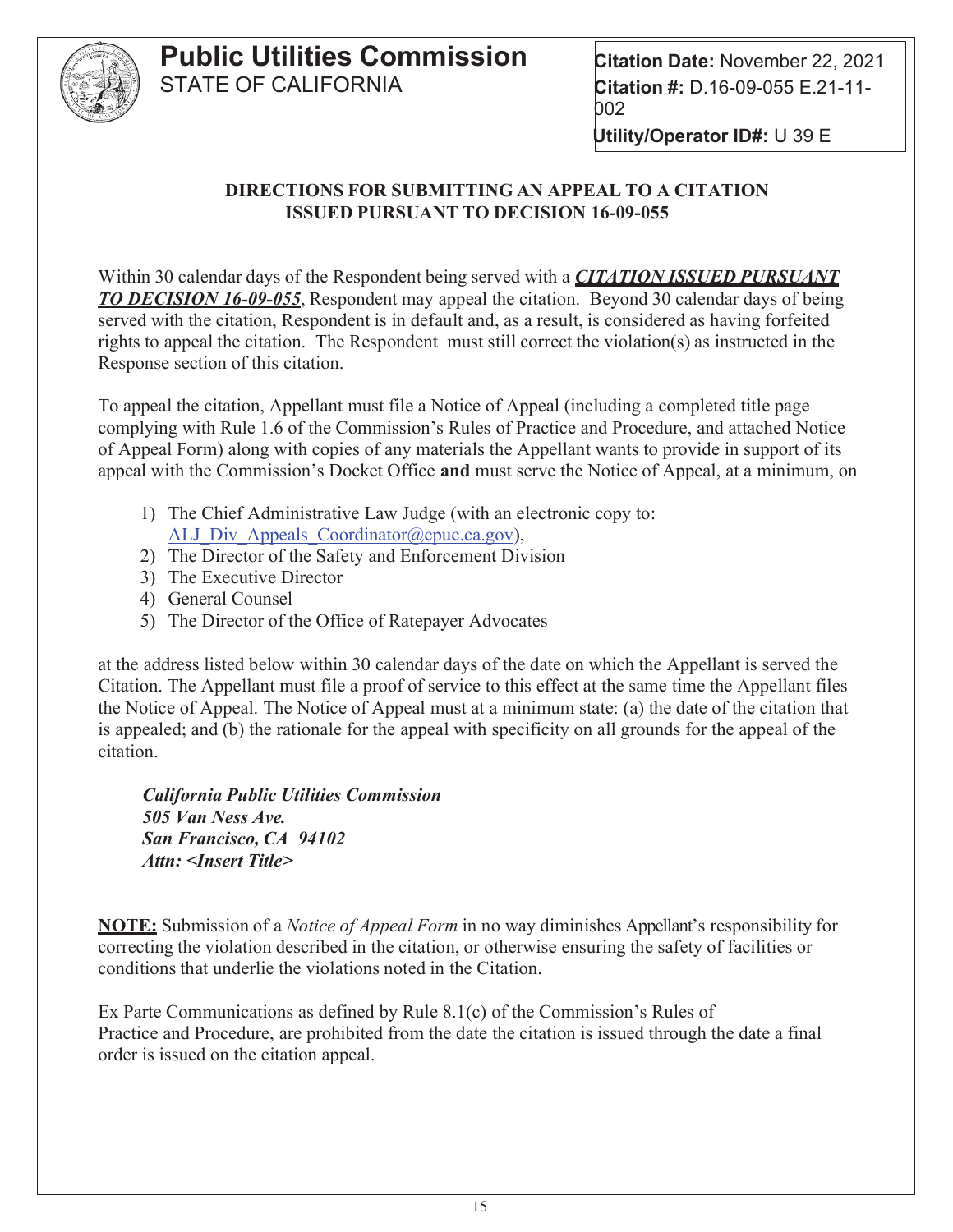**Public Utilities Commission**
STATE OF CALIFORNIA

**Citation Date:** November 22, 2021
**Citation #:** D.16-09-055 E.21-11-002
**Utility/Operator ID#:** U 39 E

**DIRECTIONS FOR SUBMITTING AN APPEAL TO A CITATION ISSUED PURSUANT TO DECISION 16-09-055**

Within 30 calendar days of the Respondent being served with a ***CITATION ISSUED PURSUANT TO DECISION 16-09-055***, Respondent may appeal the citation. Beyond 30 calendar days of being served with the citation, Respondent is in default and, as a result, is considered as having forfeited rights to appeal the citation. The Respondent must still correct the violation(s) as instructed in the Response section of this citation.

To appeal the citation, Appellant must file a Notice of Appeal (including a completed title page complying with Rule 1.6 of the Commission's Rules of Practice and Procedure, and attached Notice of Appeal Form) along with copies of any materials the Appellant wants to provide in support of its appeal with the Commission's Docket Office **and** must serve the Notice of Appeal, at a minimum, on

1) The Chief Administrative Law Judge (with an electronic copy to: ALJ_Div_Appeals_Coordinator@cpuc.ca.gov),
2) The Director of the Safety and Enforcement Division
3) The Executive Director
4) General Counsel
5) The Director of the Office of Ratepayer Advocates

at the address listed below within 30 calendar days of the date on which the Appellant is served the Citation. The Appellant must file a proof of service to this effect at the same time the Appellant files the Notice of Appeal. The Notice of Appeal must at a minimum state: (a) the date of the citation that is appealed; and (b) the rationale for the appeal with specificity on all grounds for the appeal of the citation.

***California Public Utilities Commission***
***505 Van Ness Ave.***
***San Francisco, CA 94102***
***Attn: <Insert Title>***

**NOTE:** Submission of a *Notice of Appeal Form* in no way diminishes Appellant's responsibility for correcting the violation described in the citation, or otherwise ensuring the safety of facilities or conditions that underlie the violations noted in the Citation.

Ex Parte Communications as defined by Rule 8.1(c) of the Commission's Rules of Practice and Procedure, are prohibited from the date the citation is issued through the date a final order is issued on the citation appeal.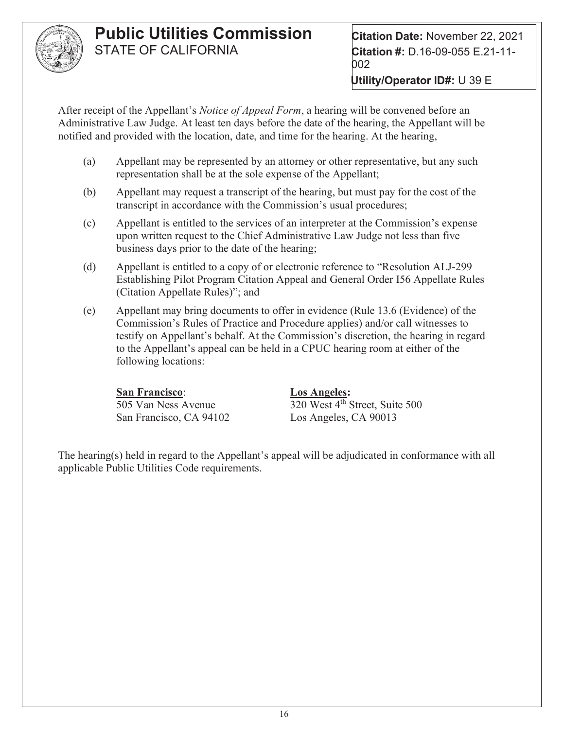After receipt of the Appellant's *Notice of Appeal Form*, a hearing will be convened before an Administrative Law Judge. At least ten days before the date of the hearing, the Appellant will be notified and provided with the location, date, and time for the hearing. At the hearing,

(a) Appellant may be represented by an attorney or other representative, but any such representation shall be at the sole expense of the Appellant;

(b) Appellant may request a transcript of the hearing, but must pay for the cost of the transcript in accordance with the Commission's usual procedures;

(c) Appellant is entitled to the services of an interpreter at the Commission's expense upon written request to the Chief Administrative Law Judge not less than five business days prior to the date of the hearing;

(d) Appellant is entitled to a copy of or electronic reference to "Resolution ALJ-299 Establishing Pilot Program Citation Appeal and General Order I56 Appellate Rules (Citation Appellate Rules)"; and

(e) Appellant may bring documents to offer in evidence (Rule 13.6 (Evidence) of the Commission's Rules of Practice and Procedure applies) and/or call witnesses to testify on Appellant's behalf. At the Commission's discretion, the hearing in regard to the Appellant's appeal can be held in a CPUC hearing room at either of the following locations:

**San Francisco**:
505 Van Ness Avenue
San Francisco, CA 94102

**Los Angeles:**
320 West 4th Street, Suite 500
Los Angeles, CA 90013

The hearing(s) held in regard to the Appellant's appeal will be adjudicated in conformance with all applicable Public Utilities Code requirements.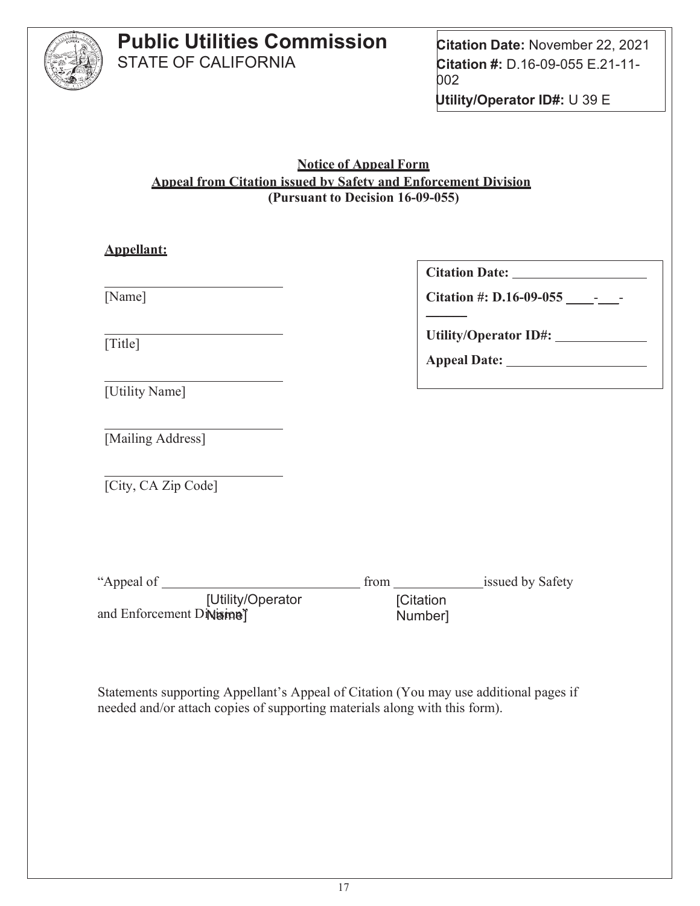# Public Utilities Commission
STATE OF CALIFORNIA

**Citation Date:** November 22, 2021
**Citation #:** D.16-09-055 E.21-11-002
**Utility/Operator ID#:** U 39 E

**Notice of Appeal Form**
**Appeal from Citation issued by Safety and Enforcement Division**
**(Pursuant to Decision 16-09-055)**

**Appellant:**

______________________
[Name]

______________________
[Title]

______________________
[Utility Name]

______________________
[Mailing Address]

______________________
[City, CA Zip Code]

**Citation Date:** ______________
**Citation #: D.16-09-055** ____-___-______
**Utility/Operator ID#:** ____________
**Appeal Date:** ______________

"Appeal of ________________________ from ____________ issued by Safety and Enforcement Division"
[Utility/Operator Name] [Citation Number]

Statements supporting Appellant's Appeal of Citation (You may use additional pages if needed and/or attach copies of supporting materials along with this form).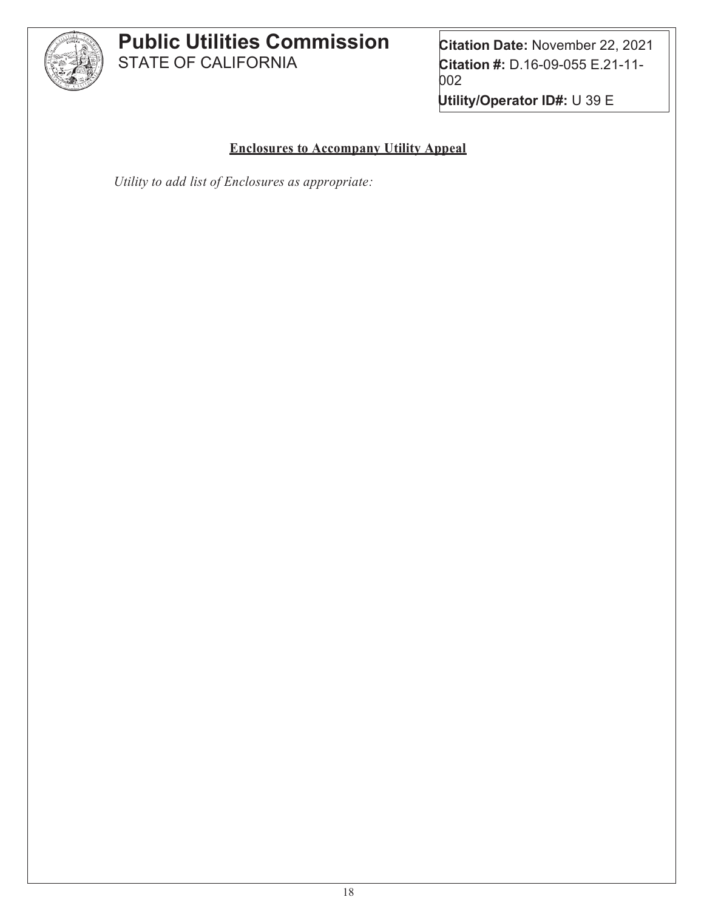# Public Utilities Commission
STATE OF CALIFORNIA

**Citation Date:** November 22, 2021
**Citation #:** D.16-09-055 E.21-11-002
**Utility/Operator ID#:** U 39 E

**Enclosures to Accompany Utility Appeal**

*Utility to add list of Enclosures as appropriate:*